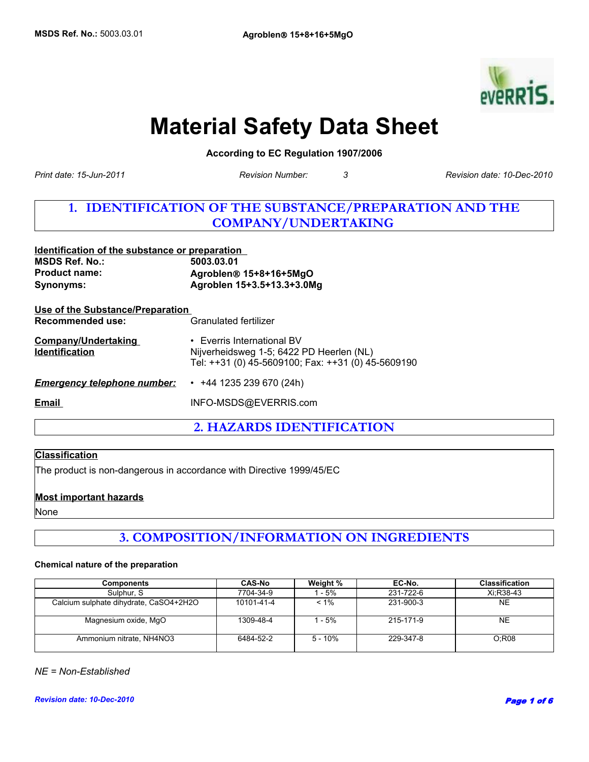# Material Safety Data Sheet

**According to EC Regulation 1907/2006**

*Print date: 15-Jun-2011* *Revision Number: 3* *Revision date: 10-Dec-2010*

## 1. IDENTIFICATION OF THE SUBSTANCE/PREPARATION AND THE COMPANY/UNDERTAKING

**Identification of the substance or preparation**

| | |
|---|---|
| **MSDS Ref. No.:** | **5003.03.01** |
| **Product name:** | **Agroblen® 15+8+16+5MgO** |
| **Synonyms:** | **Agroblen 15+3.5+13.3+3.0Mg** |

**Use of the Substance/Preparation**

**Recommended use:** Granulated fertilizer

**Company/Undertaking Identification**

- Everris International BV
  Nijverheidsweg 1-5; 6422 PD Heerlen (NL)
  Tel: ++31 (0) 45-5609100; Fax: ++31 (0) 45-5609190

***Emergency telephone number:***

- +44 1235 239 670 (24h)

**Email** INFO-MSDS@EVERRIS.com

## 2. HAZARDS IDENTIFICATION

**Classification**

The product is non-dangerous in accordance with Directive 1999/45/EC

**Most important hazards**

None

## 3. COMPOSITION/INFORMATION ON INGREDIENTS

**Chemical nature of the preparation**

| Components | CAS-No | Weight % | EC-No. | Classification |
|---|---|---|---|---|
| Sulphur, S | 7704-34-9 | 1 - 5% | 231-722-6 | Xi;R38-43 |
| Calcium sulphate dihydrate, $CaSO_4+2H_2O$ | 10101-41-4 | < 1% | 231-900-3 | NE |
| Magnesium oxide, MgO | 1309-48-4 | 1 - 5% | 215-171-9 | NE |
| Ammonium nitrate, $NH_4NO_3$ | 6484-52-2 | 5 - 10% | 229-347-8 | O;R08 |

*NE = Non-Established*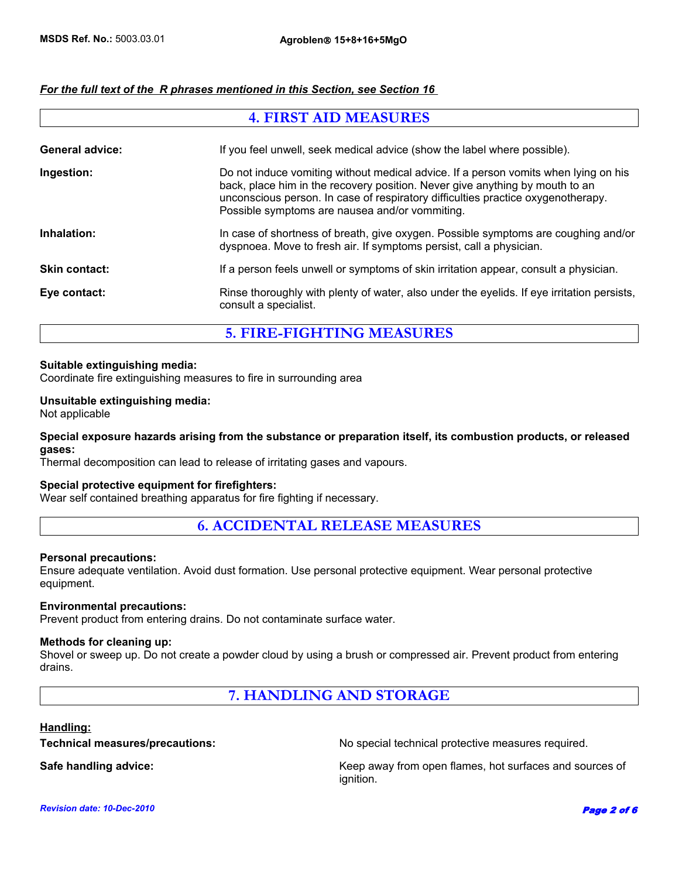***For the full text of the R phrases mentioned in this Section, see Section 16***

## 4. FIRST AID MEASURES

**General advice:** If you feel unwell, seek medical advice (show the label where possible).

**Ingestion:** Do not induce vomiting without medical advice. If a person vomits when lying on his back, place him in the recovery position. Never give anything by mouth to an unconscious person. In case of respiratory difficulties practice oxygenotherapy. Possible symptoms are nausea and/or vommiting.

**Inhalation:** In case of shortness of breath, give oxygen. Possible symptoms are coughing and/or dyspnoea. Move to fresh air. If symptoms persist, call a physician.

**Skin contact:** If a person feels unwell or symptoms of skin irritation appear, consult a physician.

**Eye contact:** Rinse thoroughly with plenty of water, also under the eyelids. If eye irritation persists, consult a specialist.

## 5. FIRE-FIGHTING MEASURES

**Suitable extinguishing media:**
Coordinate fire extinguishing measures to fire in surrounding area

**Unsuitable extinguishing media:**
Not applicable

**Special exposure hazards arising from the substance or preparation itself, its combustion products, or released gases:**
Thermal decomposition can lead to release of irritating gases and vapours.

**Special protective equipment for firefighters:**
Wear self contained breathing apparatus for fire fighting if necessary.

## 6. ACCIDENTAL RELEASE MEASURES

**Personal precautions:**
Ensure adequate ventilation. Avoid dust formation. Use personal protective equipment. Wear personal protective equipment.

**Environmental precautions:**
Prevent product from entering drains. Do not contaminate surface water.

**Methods for cleaning up:**
Shovel or sweep up. Do not create a powder cloud by using a brush or compressed air. Prevent product from entering drains.

## 7. HANDLING AND STORAGE

**Handling:**

**Technical measures/precautions:** No special technical protective measures required.

**Safe handling advice:** Keep away from open flames, hot surfaces and sources of ignition.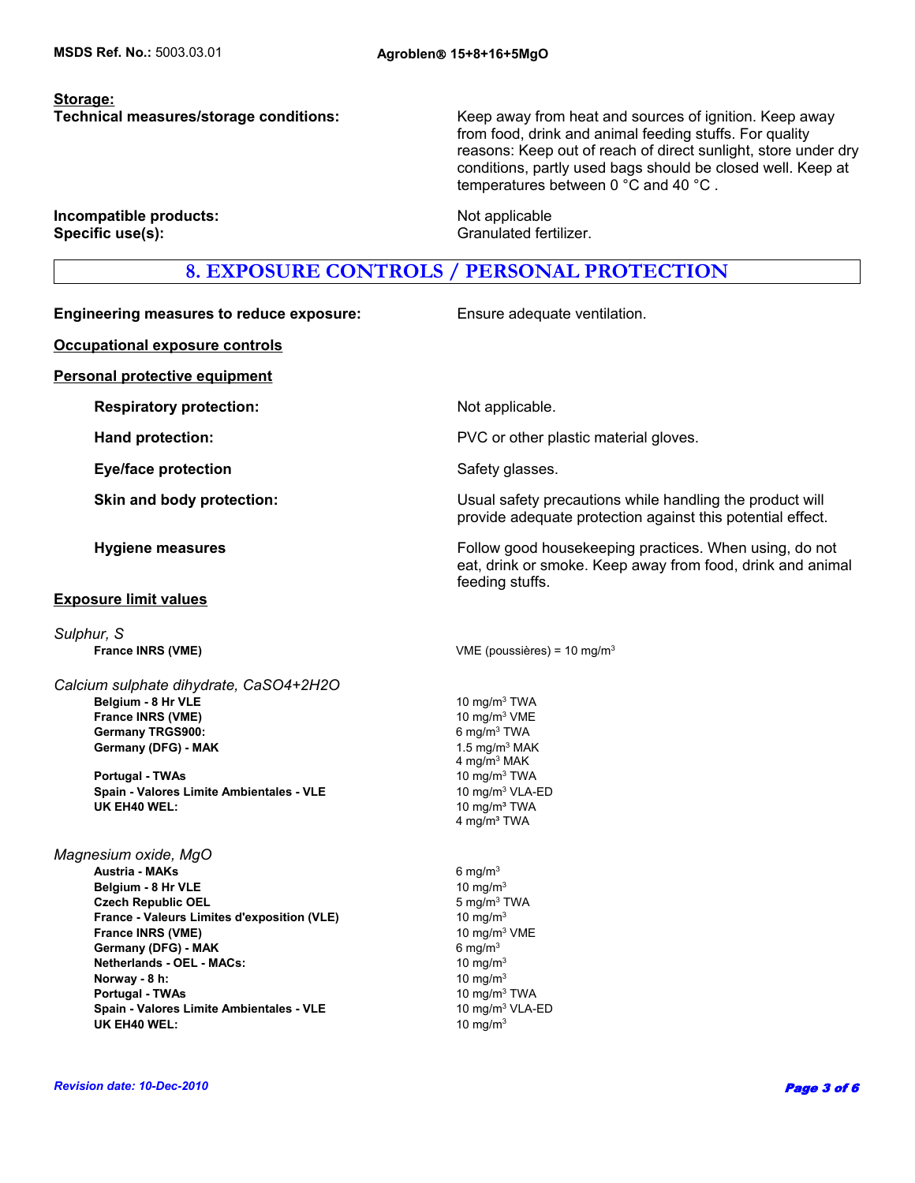**Storage:**

**Technical measures/storage conditions:** Keep away from heat and sources of ignition. Keep away from food, drink and animal feeding stuffs. For quality reasons: Keep out of reach of direct sunlight, store under dry conditions, partly used bags should be closed well. Keep at temperatures between 0 °C and 40 °C .

**Incompatible products:** Not applicable

**Specific use(s):** Granulated fertilizer.

## 8. EXPOSURE CONTROLS / PERSONAL PROTECTION

**Engineering measures to reduce exposure:** Ensure adequate ventilation.

**Occupational exposure controls**

**Personal protective equipment**

**Respiratory protection:** Not applicable.

**Hand protection:** PVC or other plastic material gloves.

**Eye/face protection** Safety glasses.

**Skin and body protection:** Usual safety precautions while handling the product will provide adequate protection against this potential effect.

**Hygiene measures** Follow good housekeeping practices. When using, do not eat, drink or smoke. Keep away from food, drink and animal feeding stuffs.

**Exposure limit values**

*Sulphur, S*

| | |
|---|---|
| **France INRS (VME)** | VME (poussières) = 10 mg/m$^3$ |

*Calcium sulphate dihydrate, CaSO4+2H2O*

| | |
|---|---|
| **Belgium - 8 Hr VLE** | 10 mg/m$^3$ TWA |
| **France INRS (VME)** | 10 mg/m$^3$ VME |
| **Germany TRGS900:** | 6 mg/m$^3$ TWA |
| **Germany (DFG) - MAK** | 1.5 mg/m$^3$ MAK<br>4 mg/m$^3$ MAK |
| **Portugal - TWAs** | 10 mg/m$^3$ TWA |
| **Spain - Valores Limite Ambientales - VLE** | 10 mg/m$^3$ VLA-ED |
| **UK EH40 WEL:** | 10 mg/m$^3$ TWA<br>4 mg/m$^3$ TWA |

*Magnesium oxide, MgO*

| | |
|---|---|
| **Austria - MAKs** | 6 mg/m$^3$ |
| **Belgium - 8 Hr VLE** | 10 mg/m$^3$ |
| **Czech Republic OEL** | 5 mg/m$^3$ TWA |
| **France - Valeurs Limites d'exposition (VLE)** | 10 mg/m$^3$ |
| **France INRS (VME)** | 10 mg/m$^3$ VME |
| **Germany (DFG) - MAK** | 6 mg/m$^3$ |
| **Netherlands - OEL - MACs:** | 10 mg/m$^3$ |
| **Norway - 8 h:** | 10 mg/m$^3$ |
| **Portugal - TWAs** | 10 mg/m$^3$ TWA |
| **Spain - Valores Limite Ambientales - VLE** | 10 mg/m$^3$ VLA-ED |
| **UK EH40 WEL:** | 10 mg/m$^3$ |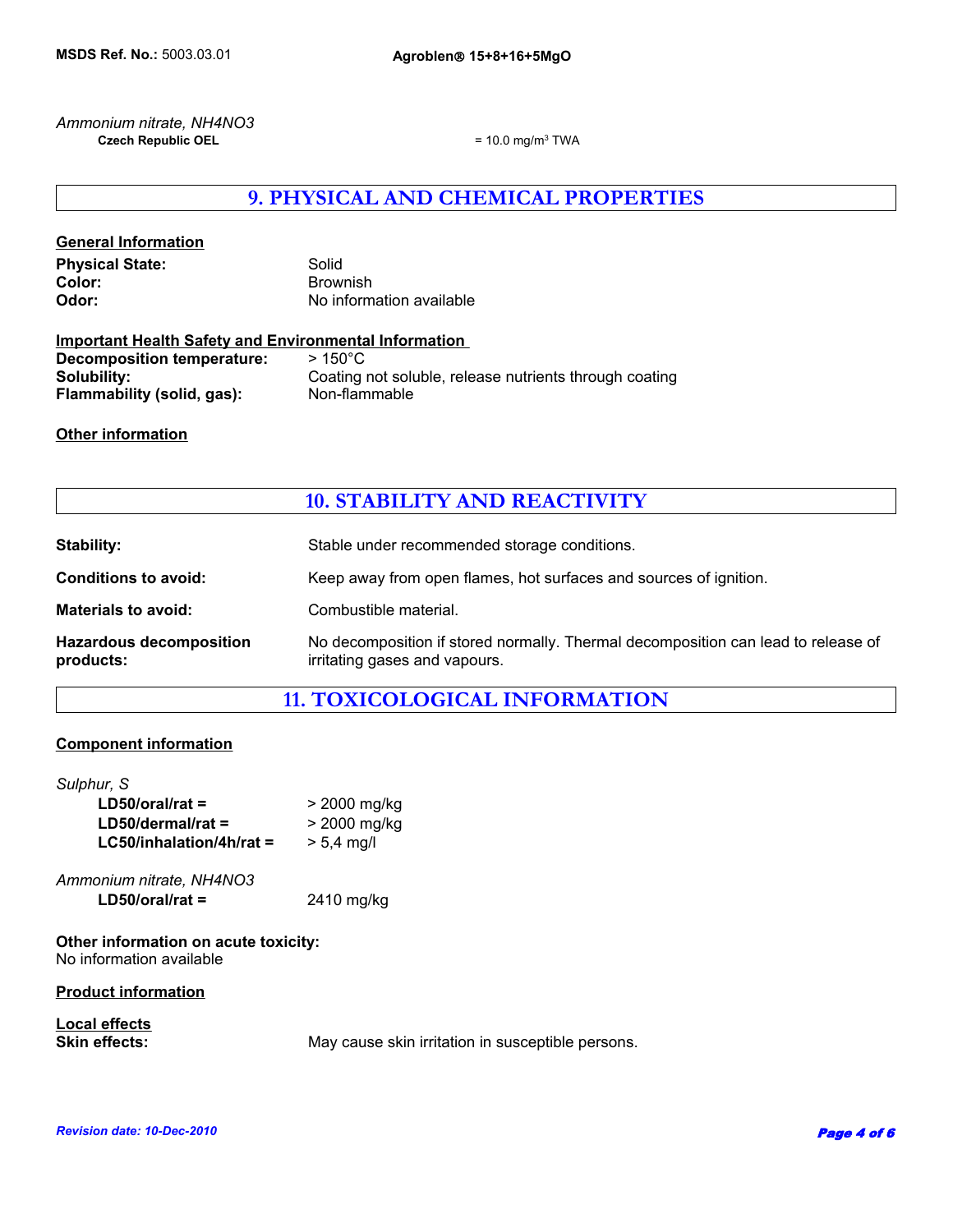*Ammonium nitrate, $NH_4NO_3$*

**Czech Republic OEL** = 10.0 mg/m$^3$ TWA

## 9. PHYSICAL AND CHEMICAL PROPERTIES

**General Information**

| | |
|---|---|
| **Physical State:** | Solid |
| **Color:** | Brownish |
| **Odor:** | No information available |

**Important Health Safety and Environmental Information**

| | |
|---|---|
| **Decomposition temperature:** | > 150°C |
| **Solubility:** | Coating not soluble, release nutrients through coating |
| **Flammability (solid, gas):** | Non-flammable |

**Other information**

## 10. STABILITY AND REACTIVITY

| | |
|---|---|
| **Stability:** | Stable under recommended storage conditions. |
| **Conditions to avoid:** | Keep away from open flames, hot surfaces and sources of ignition. |
| **Materials to avoid:** | Combustible material. |
| **Hazardous decomposition products:** | No decomposition if stored normally. Thermal decomposition can lead to release of irritating gases and vapours. |

## 11. TOXICOLOGICAL INFORMATION

**Component information**

*Sulphur, S*

| | |
|---|---|
| **LD50/oral/rat =** | > 2000 mg/kg |
| **LD50/dermal/rat =** | > 2000 mg/kg |
| **LC50/inhalation/4h/rat =** | > 5,4 mg/l |

*Ammonium nitrate, $NH_4NO_3$*

| | |
|---|---|
| **LD50/oral/rat =** | 2410 mg/kg |

**Other information on acute toxicity:**
No information available

**Product information**

**Local effects**

**Skin effects:** May cause skin irritation in susceptible persons.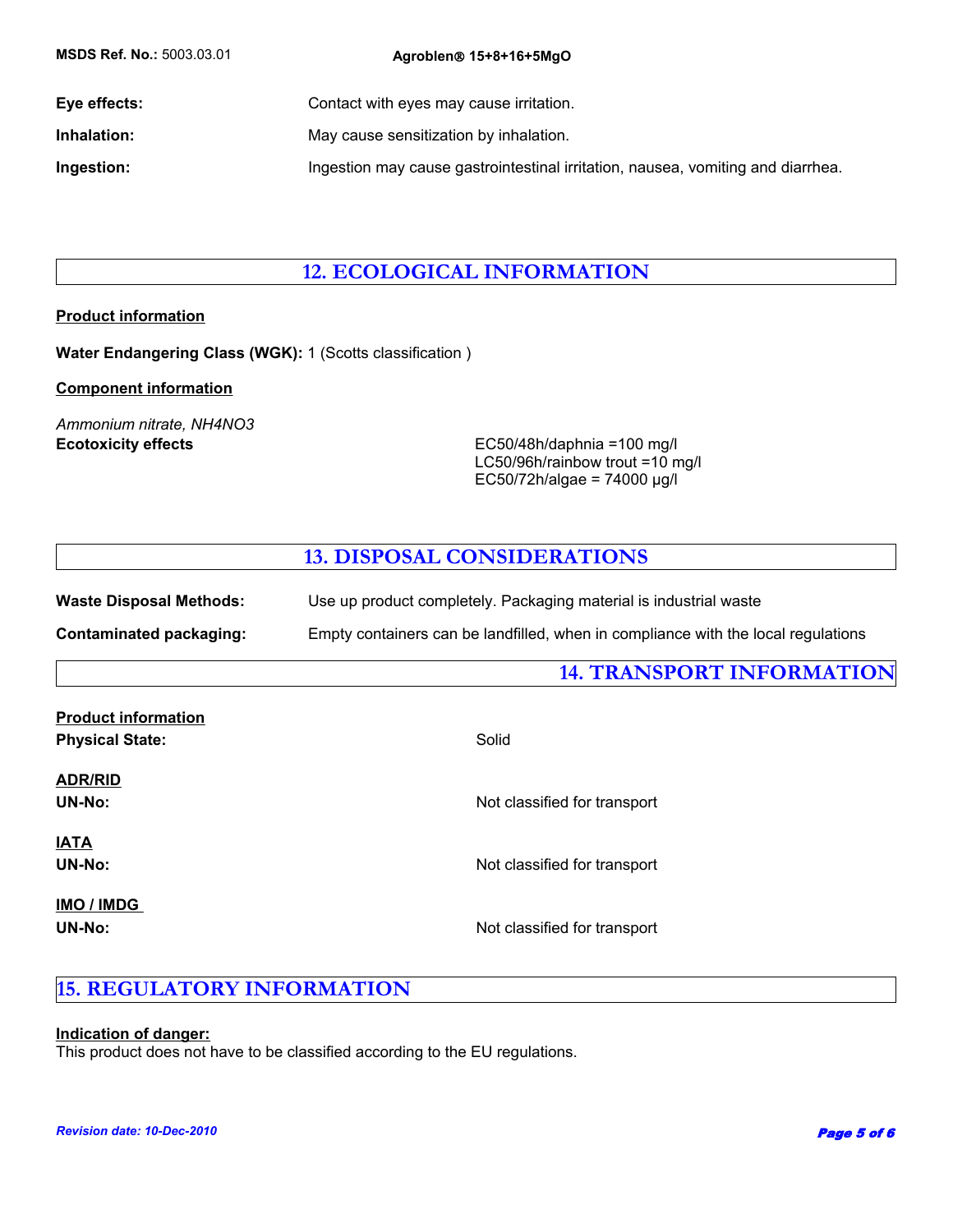**Eye effects:** Contact with eyes may cause irritation.

**Inhalation:** May cause sensitization by inhalation.

**Ingestion:** Ingestion may cause gastrointestinal irritation, nausea, vomiting and diarrhea.

## 12. ECOLOGICAL INFORMATION

**Product information**

**Water Endangering Class (WGK):** 1 (Scotts classification )

**Component information**

*Ammonium nitrate, $NH_4NO_3$*

**Ecotoxicity effects**

EC50/48h/daphnia =100 mg/l
LC50/96h/rainbow trout =10 mg/l
EC50/72h/algae = 74000 µg/l

## 13. DISPOSAL CONSIDERATIONS

**Waste Disposal Methods:** Use up product completely. Packaging material is industrial waste

**Contaminated packaging:** Empty containers can be landfilled, when in compliance with the local regulations

## 14. TRANSPORT INFORMATION

**Product information**

**Physical State:** Solid

**ADR/RID**

**UN-No:** Not classified for transport

**IATA**

**UN-No:** Not classified for transport

**IMO / IMDG**

**UN-No:** Not classified for transport

## 15. REGULATORY INFORMATION

**Indication of danger:**

This product does not have to be classified according to the EU regulations.

*Revision date: 10-Dec-2010*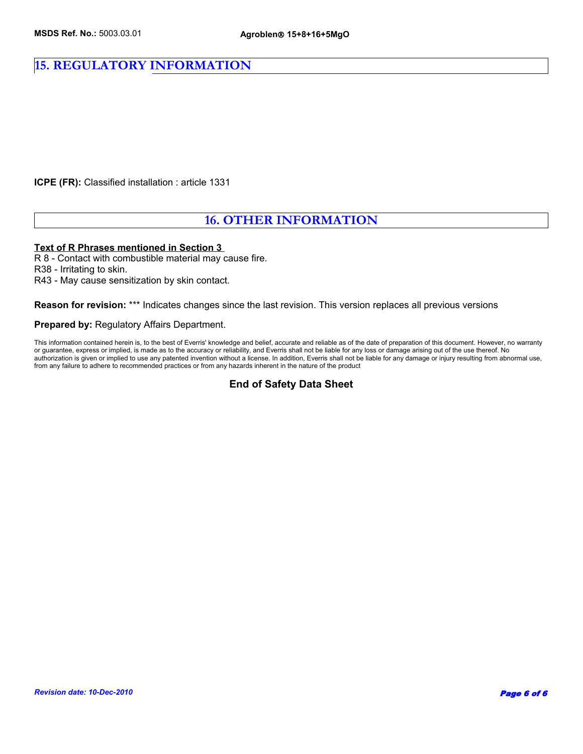## 15. REGULATORY INFORMATION

**ICPE (FR):** Classified installation : article 1331

## 16. OTHER INFORMATION

**Text of R Phrases mentioned in Section 3**

R 8 - Contact with combustible material may cause fire.
R38 - Irritating to skin.
R43 - May cause sensitization by skin contact.

**Reason for revision:** *** Indicates changes since the last revision. This version replaces all previous versions

**Prepared by:** Regulatory Affairs Department.

This information contained herein is, to the best of Everris' knowledge and belief, accurate and reliable as of the date of preparation of this document. However, no warranty or guarantee, express or implied, is made as to the accuracy or reliability, and Everris shall not be liable for any loss or damage arising out of the use thereof. No authorization is given or implied to use any patented invention without a license. In addition, Everris shall not be liable for any damage or injury resulting from abnormal use, from any failure to adhere to recommended practices or from any hazards inherent in the nature of the product

**End of Safety Data Sheet**

*Revision date: 10-Dec-2010*